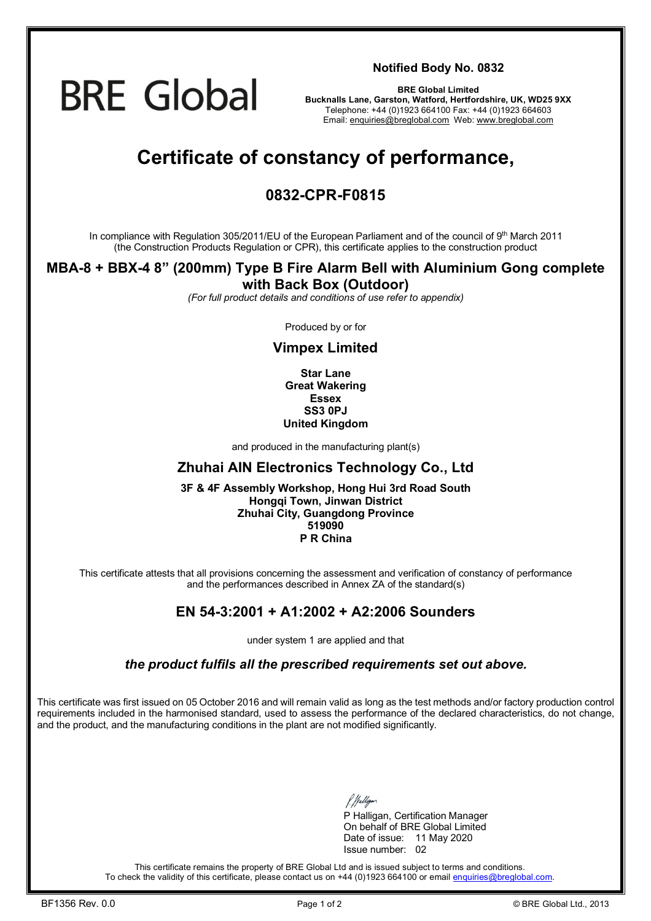BRE Global

**Notified Body No. 0832**

**BRE Global Limited**
**Bucknalls Lane, Garston, Watford, Hertfordshire, UK, WD25 9XX**
Telephone: +44 (0)1923 664100 Fax: +44 (0)1923 664603
Email: enquiries@breglobal.com Web: www.breglobal.com

# Certificate of constancy of performance,

## 0832-CPR-F0815

In compliance with Regulation 305/2011/EU of the European Parliament and of the council of 9th March 2011 (the Construction Products Regulation or CPR), this certificate applies to the construction product

### MBA-8 + BBX-4 8" (200mm) Type B Fire Alarm Bell with Aluminium Gong complete with Back Box (Outdoor)

*(For full product details and conditions of use refer to appendix)*

Produced by or for

### Vimpex Limited

**Star Lane**
**Great Wakering**
**Essex**
**SS3 0PJ**
**United Kingdom**

and produced in the manufacturing plant(s)

### Zhuhai AIN Electronics Technology Co., Ltd

**3F & 4F Assembly Workshop, Hong Hui 3rd Road South**
**Hongqi Town, Jinwan District**
**Zhuhai City, Guangdong Province**
**519090**
**P R China**

This certificate attests that all provisions concerning the assessment and verification of constancy of performance and the performances described in Annex ZA of the standard(s)

### EN 54-3:2001 + A1:2002 + A2:2006 Sounders

under system 1 are applied and that

***the product fulfils all the prescribed requirements set out above.***

This certificate was first issued on 05 October 2016 and will remain valid as long as the test methods and/or factory production control requirements included in the harmonised standard, used to assess the performance of the declared characteristics, do not change, and the product, and the manufacturing conditions in the plant are not modified significantly.

P Halligan, Certification Manager
On behalf of BRE Global Limited
Date of issue: 11 May 2020
Issue number: 02

This certificate remains the property of BRE Global Ltd and is issued subject to terms and conditions.
To check the validity of this certificate, please contact us on +44 (0)1923 664100 or email enquiries@breglobal.com.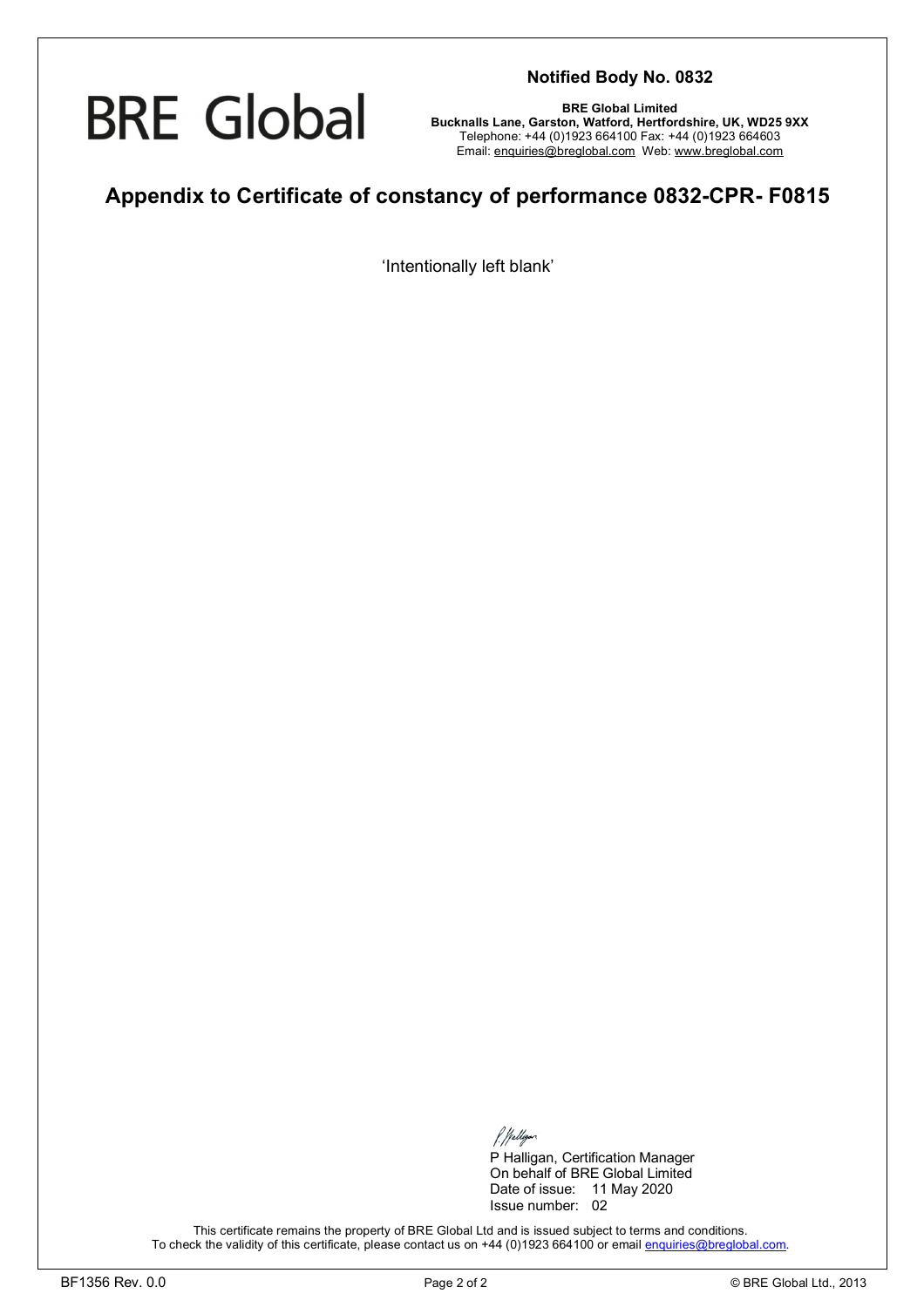BRE Global

**Notified Body No. 0832**

**BRE Global Limited**
**Bucknalls Lane, Garston, Watford, Hertfordshire, UK, WD25 9XX**
Telephone: +44 (0)1923 664100 Fax: +44 (0)1923 664603
Email: enquiries@breglobal.com Web: www.breglobal.com

# Appendix to Certificate of constancy of performance 0832-CPR- F0815

'Intentionally left blank'

P Halligan, Certification Manager
On behalf of BRE Global Limited
Date of issue: 11 May 2020
Issue number: 02

This certificate remains the property of BRE Global Ltd and is issued subject to terms and conditions.
To check the validity of this certificate, please contact us on +44 (0)1923 664100 or email enquiries@breglobal.com.

BF1356 Rev. 0.0

© BRE Global Ltd., 2013